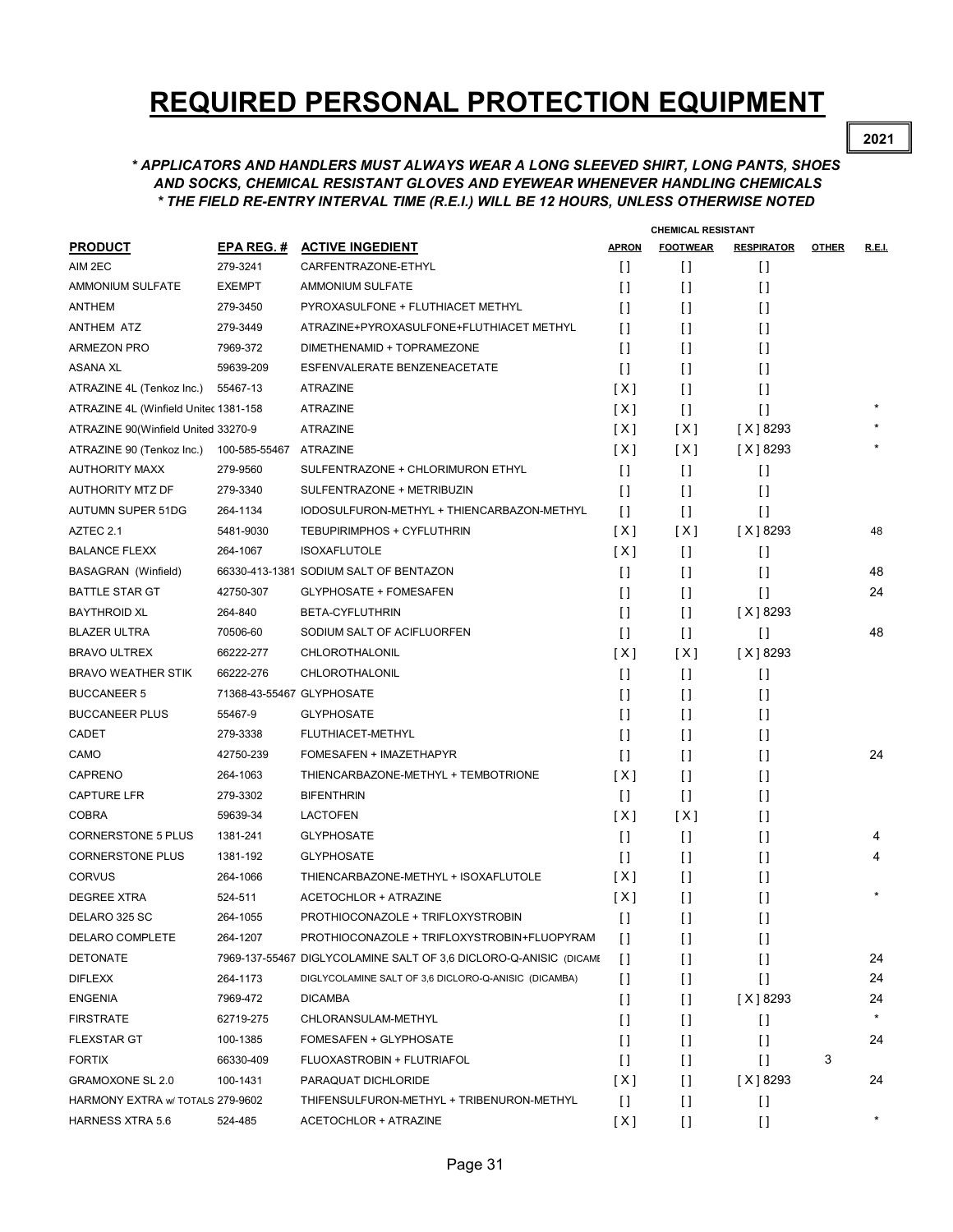# REQUIRED PERSONAL PROTECTION EQUIPMENT

**2021**

***\* APPLICATORS AND HANDLERS MUST ALWAYS WEAR A LONG SLEEVED SHIRT, LONG PANTS, SHOES AND SOCKS, CHEMICAL RESISTANT GLOVES AND EYEWEAR WHENEVER HANDLING CHEMICALS***
***\* THE FIELD RE-ENTRY INTERVAL TIME (R.E.I.) WILL BE 12 HOURS, UNLESS OTHERWISE NOTED***

| | | | CHEMICAL RESISTANT | | | | |
|---|---|---|---|---|---|---|---|
| **PRODUCT** | **EPA REG. #** | **ACTIVE INGEDIENT** | **APRON** | **FOOTWEAR** | **RESPIRATOR** | **OTHER** | **R.E.I.** |
| AIM 2EC | 279-3241 | CARFENTRAZONE-ETHYL | [ ] | [ ] | [ ] | | |
| AMMONIUM SULFATE | EXEMPT | AMMONIUM SULFATE | [ ] | [ ] | [ ] | | |
| ANTHEM | 279-3450 | PYROXASULFONE + FLUTHIACET METHYL | [ ] | [ ] | [ ] | | |
| ANTHEM ATZ | 279-3449 | ATRAZINE+PYROXASULFONE+FLUTHIACET METHYL | [ ] | [ ] | [ ] | | |
| ARMEZON PRO | 7969-372 | DIMETHENAMID + TOPRAMEZONE | [ ] | [ ] | [ ] | | |
| ASANA XL | 59639-209 | ESFENVALERATE BENZENEACETATE | [ ] | [ ] | [ ] | | |
| ATRAZINE 4L (Tenkoz Inc.) | 55467-13 | ATRAZINE | [ X ] | [ ] | [ ] | | |
| ATRAZINE 4L (Winfield United | 1381-158 | ATRAZINE | [ X ] | [ ] | [ ] | | * |
| ATRAZINE 90(Winfield United | 33270-9 | ATRAZINE | [ X ] | [ X ] | [ X ] 8293 | | * |
| ATRAZINE 90 (Tenkoz Inc.) | 100-585-55467 | ATRAZINE | [ X ] | [ X ] | [ X ] 8293 | | * |
| AUTHORITY MAXX | 279-9560 | SULFENTRAZONE + CHLORIMURON ETHYL | [ ] | [ ] | [ ] | | |
| AUTHORITY MTZ DF | 279-3340 | SULFENTRAZONE + METRIBUZIN | [ ] | [ ] | [ ] | | |
| AUTUMN SUPER 51DG | 264-1134 | IODOSULFURON-METHYL + THIENCARBAZON-METHYL | [ ] | [ ] | [ ] | | |
| AZTEC 2.1 | 5481-9030 | TEBUPIRIMPHOS + CYFLUTHRIN | [ X ] | [ X ] | [ X ] 8293 | | 48 |
| BALANCE FLEXX | 264-1067 | ISOXAFLUTOLE | [ X ] | [ ] | [ ] | | |
| BASAGRAN (Winfield) | 66330-413-1381 | SODIUM SALT OF BENTAZON | [ ] | [ ] | [ ] | | 48 |
| BATTLE STAR GT | 42750-307 | GLYPHOSATE + FOMESAFEN | [ ] | [ ] | [ ] | | 24 |
| BAYTHROID XL | 264-840 | BETA-CYFLUTHRIN | [ ] | [ ] | [ X ] 8293 | | |
| BLAZER ULTRA | 70506-60 | SODIUM SALT OF ACIFLUORFEN | [ ] | [ ] | [ ] | | 48 |
| BRAVO ULTREX | 66222-277 | CHLOROTHALONIL | [ X ] | [ X ] | [ X ] 8293 | | |
| BRAVO WEATHER STIK | 66222-276 | CHLOROTHALONIL | [ ] | [ ] | [ ] | | |
| BUCCANEER 5 | 71368-43-55467 | GLYPHOSATE | [ ] | [ ] | [ ] | | |
| BUCCANEER PLUS | 55467-9 | GLYPHOSATE | [ ] | [ ] | [ ] | | |
| CADET | 279-3338 | FLUTHIACET-METHYL | [ ] | [ ] | [ ] | | |
| CAMO | 42750-239 | FOMESAFEN + IMAZETHAPYR | [ ] | [ ] | [ ] | | 24 |
| CAPRENO | 264-1063 | THIENCARBAZONE-METHYL + TEMBOTRIONE | [ X ] | [ ] | [ ] | | |
| CAPTURE LFR | 279-3302 | BIFENTHRIN | [ ] | [ ] | [ ] | | |
| COBRA | 59639-34 | LACTOFEN | [ X ] | [ X ] | [ ] | | |
| CORNERSTONE 5 PLUS | 1381-241 | GLYPHOSATE | [ ] | [ ] | [ ] | | 4 |
| CORNERSTONE PLUS | 1381-192 | GLYPHOSATE | [ ] | [ ] | [ ] | | 4 |
| CORVUS | 264-1066 | THIENCARBAZONE-METHYL + ISOXAFLUTOLE | [ X ] | [ ] | [ ] | | |
| DEGREE XTRA | 524-511 | ACETOCHLOR + ATRAZINE | [ X ] | [ ] | [ ] | | * |
| DELARO 325 SC | 264-1055 | PROTHIOCONAZOLE + TRIFLOXYSTROBIN | [ ] | [ ] | [ ] | | |
| DELARO COMPLETE | 264-1207 | PROTHIOCONAZOLE + TRIFLOXYSTROBIN+FLUOPYRAM | [ ] | [ ] | [ ] | | |
| DETONATE | 7969-137-55467 | DIGLYCOLAMINE SALT OF 3,6 DICLORO-Q-ANISIC (DICAMB | [ ] | [ ] | [ ] | | 24 |
| DIFLEXX | 264-1173 | DIGLYCOLAMINE SALT OF 3,6 DICLORO-Q-ANISIC (DICAMBA) | [ ] | [ ] | [ ] | | 24 |
| ENGENIA | 7969-472 | DICAMBA | [ ] | [ ] | [ X ] 8293 | | 24 |
| FIRSTRATE | 62719-275 | CHLORANSULAM-METHYL | [ ] | [ ] | [ ] | | * |
| FLEXSTAR GT | 100-1385 | FOMESAFEN + GLYPHOSATE | [ ] | [ ] | [ ] | | 24 |
| FORTIX | 66330-409 | FLUOXASTROBIN + FLUTRIAFOL | [ ] | [ ] | [ ] | 3 | |
| GRAMOXONE SL 2.0 | 100-1431 | PARAQUAT DICHLORIDE | [ X ] | [ ] | [ X ] 8293 | | 24 |
| HARMONY EXTRA w/ TOTALS | 279-9602 | THIFENSULFURON-METHYL + TRIBENURON-METHYL | [ ] | [ ] | [ ] | | |
| HARNESS XTRA 5.6 | 524-485 | ACETOCHLOR + ATRAZINE | [ X ] | [ ] | [ ] | | * |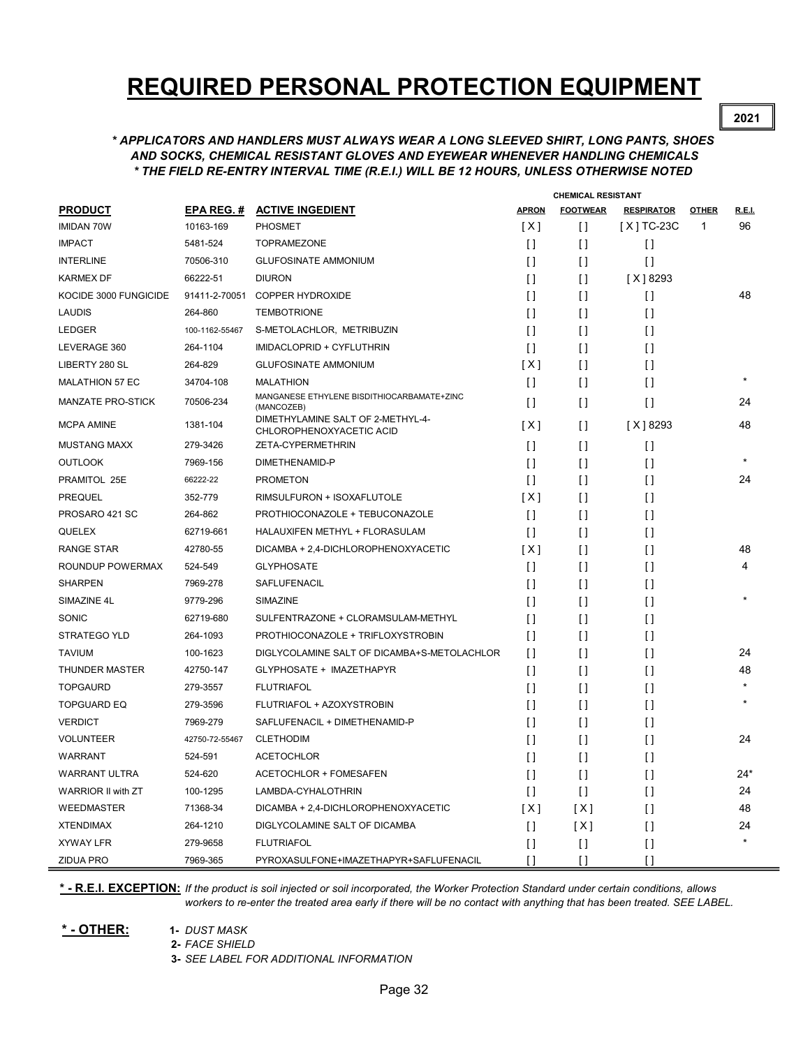# REQUIRED PERSONAL PROTECTION EQUIPMENT

**2021**

***\* APPLICATORS AND HANDLERS MUST ALWAYS WEAR A LONG SLEEVED SHIRT, LONG PANTS, SHOES AND SOCKS, CHEMICAL RESISTANT GLOVES AND EYEWEAR WHENEVER HANDLING CHEMICALS***
***\* THE FIELD RE-ENTRY INTERVAL TIME (R.E.I.) WILL BE 12 HOURS, UNLESS OTHERWISE NOTED***

| | | | CHEMICAL RESISTANT | | | | |
|---|---|---|---|---|---|---|---|
| **PRODUCT** | **EPA REG. #** | **ACTIVE INGEDIENT** | **APRON** | **FOOTWEAR** | **RESPIRATOR** | **OTHER** | **R.E.I.** |
| IMIDAN 70W | 10163-169 | PHOSMET | [ X ] | [ ] | [ X ] TC-23C | 1 | 96 |
| IMPACT | 5481-524 | TOPRAMEZONE | [ ] | [ ] | [ ] | | |
| INTERLINE | 70506-310 | GLUFOSINATE AMMONIUM | [ ] | [ ] | [ ] | | |
| KARMEX DF | 66222-51 | DIURON | [ ] | [ ] | [ X ] 8293 | | |
| KOCIDE 3000 FUNGICIDE | 91411-2-70051 | COPPER HYDROXIDE | [ ] | [ ] | [ ] | | 48 |
| LAUDIS | 264-860 | TEMBOTRIONE | [ ] | [ ] | [ ] | | |
| LEDGER | 100-1162-55467 | S-METOLACHLOR, METRIBUZIN | [ ] | [ ] | [ ] | | |
| LEVERAGE 360 | 264-1104 | IMIDACLOPRID + CYFLUTHRIN | [ ] | [ ] | [ ] | | |
| LIBERTY 280 SL | 264-829 | GLUFOSINATE AMMONIUM | [ X ] | [ ] | [ ] | | |
| MALATHION 57 EC | 34704-108 | MALATHION | [ ] | [ ] | [ ] | | * |
| MANZATE PRO-STICK | 70506-234 | MANGANESE ETHYLENE BISDITHIOCARBAMATE+ZINC (MANCOZEB) | [ ] | [ ] | [ ] | | 24 |
| MCPA AMINE | 1381-104 | DIMETHYLAMINE SALT OF 2-METHYL-4-CHLOROPHENOXYACETIC ACID | [ X ] | [ ] | [ X ] 8293 | | 48 |
| MUSTANG MAXX | 279-3426 | ZETA-CYPERMETHRIN | [ ] | [ ] | [ ] | | |
| OUTLOOK | 7969-156 | DIMETHENAMID-P | [ ] | [ ] | [ ] | | * |
| PRAMITOL 25E | 66222-22 | PROMETON | [ ] | [ ] | [ ] | | 24 |
| PREQUEL | 352-779 | RIMSULFURON + ISOXAFLUTOLE | [ X ] | [ ] | [ ] | | |
| PROSARO 421 SC | 264-862 | PROTHIOCONAZOLE + TEBUCONAZOLE | [ ] | [ ] | [ ] | | |
| QUELEX | 62719-661 | HALAUXIFEN METHYL + FLORASULAM | [ ] | [ ] | [ ] | | |
| RANGE STAR | 42780-55 | DICAMBA + 2,4-DICHLOROPHENOXYACETIC | [ X ] | [ ] | [ ] | | 48 |
| ROUNDUP POWERMAX | 524-549 | GLYPHOSATE | [ ] | [ ] | [ ] | | 4 |
| SHARPEN | 7969-278 | SAFLUFENACIL | [ ] | [ ] | [ ] | | |
| SIMAZINE 4L | 9779-296 | SIMAZINE | [ ] | [ ] | [ ] | | * |
| SONIC | 62719-680 | SULFENTRAZONE + CLORAMSULAM-METHYL | [ ] | [ ] | [ ] | | |
| STRATEGO YLD | 264-1093 | PROTHIOCONAZOLE + TRIFLOXYSTROBIN | [ ] | [ ] | [ ] | | |
| TAVIUM | 100-1623 | DIGLYCOLAMINE SALT OF DICAMBA+S-METOLACHLOR | [ ] | [ ] | [ ] | | 24 |
| THUNDER MASTER | 42750-147 | GLYPHOSATE + IMAZETHAPYR | [ ] | [ ] | [ ] | | 48 |
| TOPGAURD | 279-3557 | FLUTRIAFOL | [ ] | [ ] | [ ] | | * |
| TOPGUARD EQ | 279-3596 | FLUTRIAFOL + AZOXYSTROBIN | [ ] | [ ] | [ ] | | * |
| VERDICT | 7969-279 | SAFLUFENACIL + DIMETHENAMID-P | [ ] | [ ] | [ ] | | |
| VOLUNTEER | 42750-72-55467 | CLETHODIM | [ ] | [ ] | [ ] | | 24 |
| WARRANT | 524-591 | ACETOCHLOR | [ ] | [ ] | [ ] | | |
| WARRANT ULTRA | 524-620 | ACETOCHLOR + FOMESAFEN | [ ] | [ ] | [ ] | | 24* |
| WARRIOR II with ZT | 100-1295 | LAMBDA-CYHALOTHRIN | [ ] | [ ] | [ ] | | 24 |
| WEEDMASTER | 71368-34 | DICAMBA + 2,4-DICHLOROPHENOXYACETIC | [ X ] | [ X ] | [ ] | | 48 |
| XTENDIMAX | 264-1210 | DIGLYCOLAMINE SALT OF DICAMBA | [ ] | [ X ] | [ ] | | 24 |
| XYWAY LFR | 279-9658 | FLUTRIAFOL | [ ] | [ ] | [ ] | | * |
| ZIDUA PRO | 7969-365 | PYROXASULFONE+IMAZETHAPYR+SAFLUFENACIL | [ ] | [ ] | [ ] | | |

**\* - R.E.I. EXCEPTION:** *If the product is soil injected or soil incorporated, the Worker Protection Standard under certain conditions, allows workers to re-enter the treated area early if there will be no contact with anything that has been treated. SEE LABEL.*

**\* - OTHER:**
**1-** *DUST MASK*
**2-** *FACE SHIELD*
**3-** *SEE LABEL FOR ADDITIONAL INFORMATION*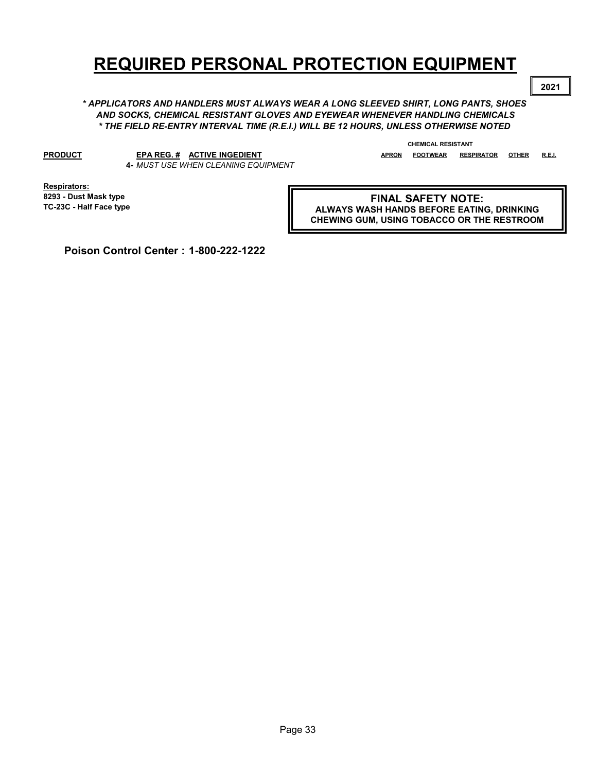# REQUIRED PERSONAL PROTECTION EQUIPMENT

**2021**

***\* APPLICATORS AND HANDLERS MUST ALWAYS WEAR A LONG SLEEVED SHIRT, LONG PANTS, SHOES AND SOCKS, CHEMICAL RESISTANT GLOVES AND EYEWEAR WHENEVER HANDLING CHEMICALS***
***\* THE FIELD RE-ENTRY INTERVAL TIME (R.E.I.) WILL BE 12 HOURS, UNLESS OTHERWISE NOTED***

| PRODUCT | EPA REG. # | ACTIVE INGEDIENT | CHEMICAL RESISTANT APRON | CHEMICAL RESISTANT FOOTWEAR | RESPIRATOR | OTHER | R.E.I. |
|---|---|---|---|---|---|---|---|

**4-** *MUST USE WHEN CLEANING EQUIPMENT*

**Respirators:**
**8293 - Dust Mask type**
**TC-23C - Half Face type**

**FINAL SAFETY NOTE:**
**ALWAYS WASH HANDS BEFORE EATING, DRINKING CHEWING GUM, USING TOBACCO OR THE RESTROOM**

**Poison Control Center : 1-800-222-1222**